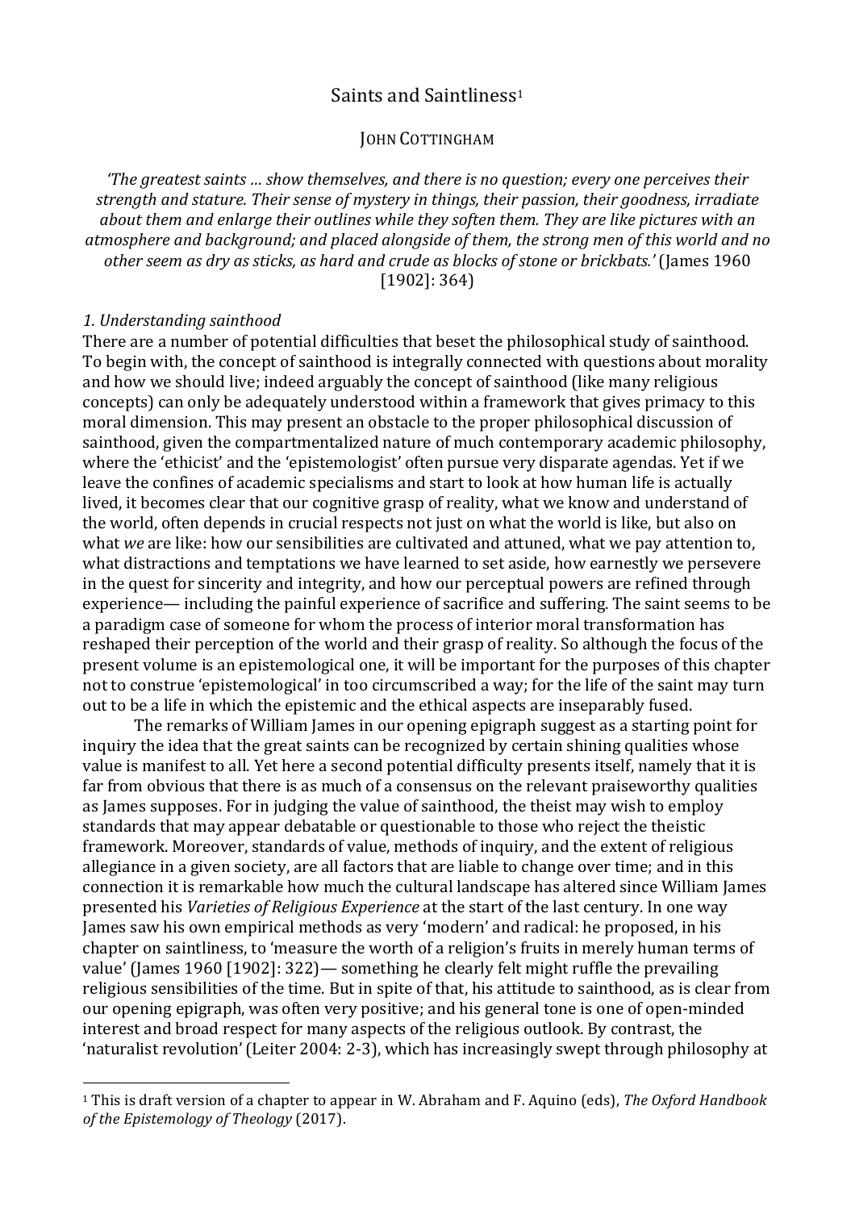# Saints and Saintliness[1]

JOHN COTTINGHAM

*'The greatest saints … show themselves, and there is no question; every one perceives their strength and stature. Their sense of mystery in things, their passion, their goodness, irradiate about them and enlarge their outlines while they soften them. They are like pictures with an atmosphere and background; and placed alongside of them, the strong men of this world and no other seem as dry as sticks, as hard and crude as blocks of stone or brickbats.'* (James 1960 [1902]: 364)

## *1. Understanding sainthood*

There are a number of potential difficulties that beset the philosophical study of sainthood. To begin with, the concept of sainthood is integrally connected with questions about morality and how we should live; indeed arguably the concept of sainthood (like many religious concepts) can only be adequately understood within a framework that gives primacy to this moral dimension. This may present an obstacle to the proper philosophical discussion of sainthood, given the compartmentalized nature of much contemporary academic philosophy, where the 'ethicist' and the 'epistemologist' often pursue very disparate agendas. Yet if we leave the confines of academic specialisms and start to look at how human life is actually lived, it becomes clear that our cognitive grasp of reality, what we know and understand of the world, often depends in crucial respects not just on what the world is like, but also on what *we* are like: how our sensibilities are cultivated and attuned, what we pay attention to, what distractions and temptations we have learned to set aside, how earnestly we persevere in the quest for sincerity and integrity, and how our perceptual powers are refined through experience— including the painful experience of sacrifice and suffering. The saint seems to be a paradigm case of someone for whom the process of interior moral transformation has reshaped their perception of the world and their grasp of reality. So although the focus of the present volume is an epistemological one, it will be important for the purposes of this chapter not to construe 'epistemological' in too circumscribed a way; for the life of the saint may turn out to be a life in which the epistemic and the ethical aspects are inseparably fused.

The remarks of William James in our opening epigraph suggest as a starting point for inquiry the idea that the great saints can be recognized by certain shining qualities whose value is manifest to all. Yet here a second potential difficulty presents itself, namely that it is far from obvious that there is as much of a consensus on the relevant praiseworthy qualities as James supposes. For in judging the value of sainthood, the theist may wish to employ standards that may appear debatable or questionable to those who reject the theistic framework. Moreover, standards of value, methods of inquiry, and the extent of religious allegiance in a given society, are all factors that are liable to change over time; and in this connection it is remarkable how much the cultural landscape has altered since William James presented his *Varieties of Religious Experience* at the start of the last century. In one way James saw his own empirical methods as very 'modern' and radical: he proposed, in his chapter on saintliness, to 'measure the worth of a religion's fruits in merely human terms of value' (James 1960 [1902]: 322)— something he clearly felt might ruffle the prevailing religious sensibilities of the time. But in spite of that, his attitude to sainthood, as is clear from our opening epigraph, was often very positive; and his general tone is one of open-minded interest and broad respect for many aspects of the religious outlook. By contrast, the 'naturalist revolution' (Leiter 2004: 2-3), which has increasingly swept through philosophy at

[1] This is draft version of a chapter to appear in W. Abraham and F. Aquino (eds), *The Oxford Handbook of the Epistemology of Theology* (2017).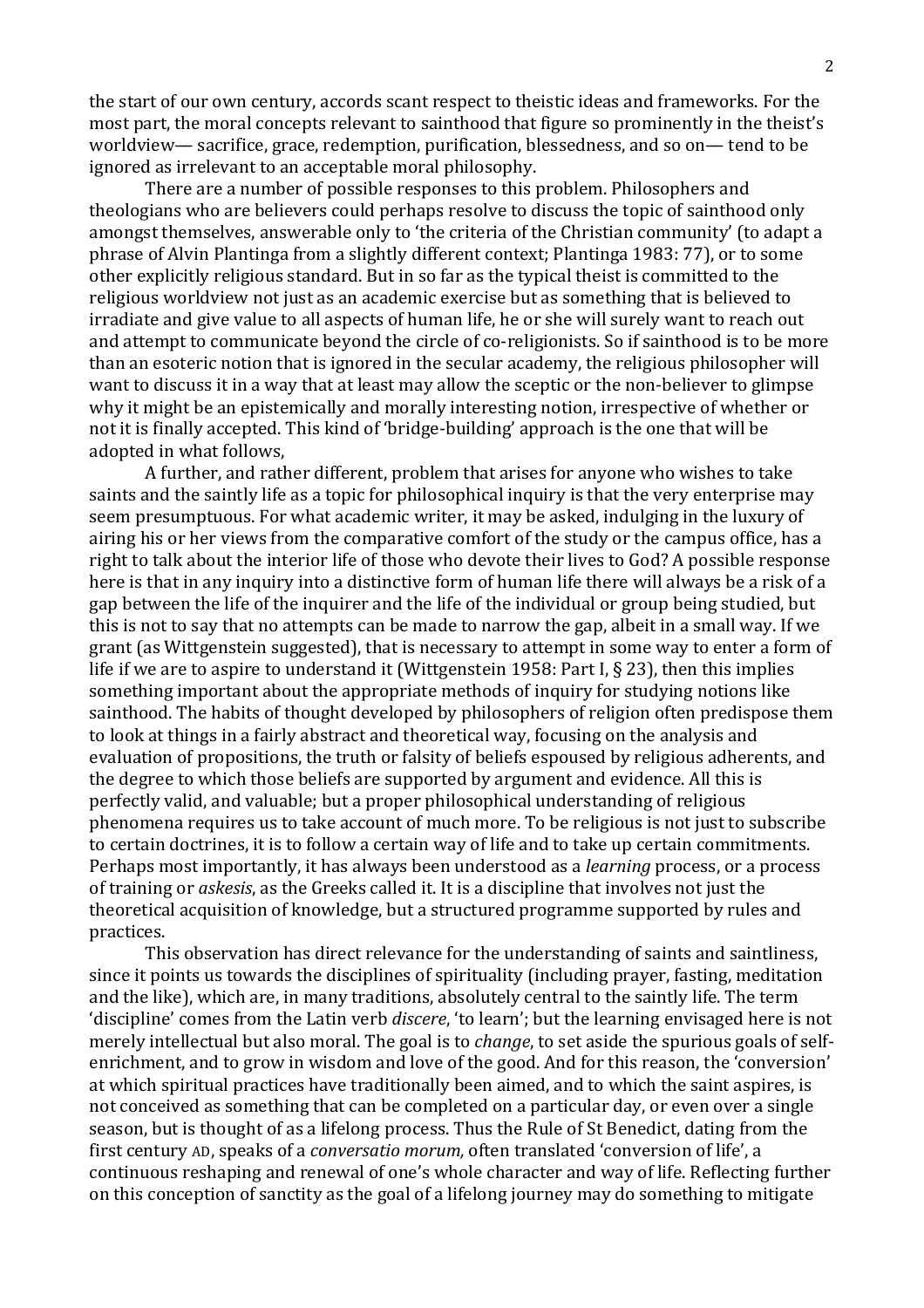the start of our own century, accords scant respect to theistic ideas and frameworks. For the most part, the moral concepts relevant to sainthood that figure so prominently in the theist's worldview— sacrifice, grace, redemption, purification, blessedness, and so on— tend to be ignored as irrelevant to an acceptable moral philosophy.

There are a number of possible responses to this problem. Philosophers and theologians who are believers could perhaps resolve to discuss the topic of sainthood only amongst themselves, answerable only to 'the criteria of the Christian community' (to adapt a phrase of Alvin Plantinga from a slightly different context; Plantinga 1983: 77), or to some other explicitly religious standard. But in so far as the typical theist is committed to the religious worldview not just as an academic exercise but as something that is believed to irradiate and give value to all aspects of human life, he or she will surely want to reach out and attempt to communicate beyond the circle of co-religionists. So if sainthood is to be more than an esoteric notion that is ignored in the secular academy, the religious philosopher will want to discuss it in a way that at least may allow the sceptic or the non-believer to glimpse why it might be an epistemically and morally interesting notion, irrespective of whether or not it is finally accepted. This kind of 'bridge-building' approach is the one that will be adopted in what follows,

A further, and rather different, problem that arises for anyone who wishes to take saints and the saintly life as a topic for philosophical inquiry is that the very enterprise may seem presumptuous. For what academic writer, it may be asked, indulging in the luxury of airing his or her views from the comparative comfort of the study or the campus office, has a right to talk about the interior life of those who devote their lives to God? A possible response here is that in any inquiry into a distinctive form of human life there will always be a risk of a gap between the life of the inquirer and the life of the individual or group being studied, but this is not to say that no attempts can be made to narrow the gap, albeit in a small way. If we grant (as Wittgenstein suggested), that is necessary to attempt in some way to enter a form of life if we are to aspire to understand it (Wittgenstein 1958: Part I, § 23), then this implies something important about the appropriate methods of inquiry for studying notions like sainthood. The habits of thought developed by philosophers of religion often predispose them to look at things in a fairly abstract and theoretical way, focusing on the analysis and evaluation of propositions, the truth or falsity of beliefs espoused by religious adherents, and the degree to which those beliefs are supported by argument and evidence. All this is perfectly valid, and valuable; but a proper philosophical understanding of religious phenomena requires us to take account of much more. To be religious is not just to subscribe to certain doctrines, it is to follow a certain way of life and to take up certain commitments. Perhaps most importantly, it has always been understood as a *learning* process, or a process of training or *askesis*, as the Greeks called it. It is a discipline that involves not just the theoretical acquisition of knowledge, but a structured programme supported by rules and practices.

This observation has direct relevance for the understanding of saints and saintliness, since it points us towards the disciplines of spirituality (including prayer, fasting, meditation and the like), which are, in many traditions, absolutely central to the saintly life. The term 'discipline' comes from the Latin verb *discere*, 'to learn'; but the learning envisaged here is not merely intellectual but also moral. The goal is to *change*, to set aside the spurious goals of self-enrichment, and to grow in wisdom and love of the good. And for this reason, the 'conversion' at which spiritual practices have traditionally been aimed, and to which the saint aspires, is not conceived as something that can be completed on a particular day, or even over a single season, but is thought of as a lifelong process. Thus the Rule of St Benedict, dating from the first century AD, speaks of a *conversatio morum,* often translated 'conversion of life', a continuous reshaping and renewal of one's whole character and way of life. Reflecting further on this conception of sanctity as the goal of a lifelong journey may do something to mitigate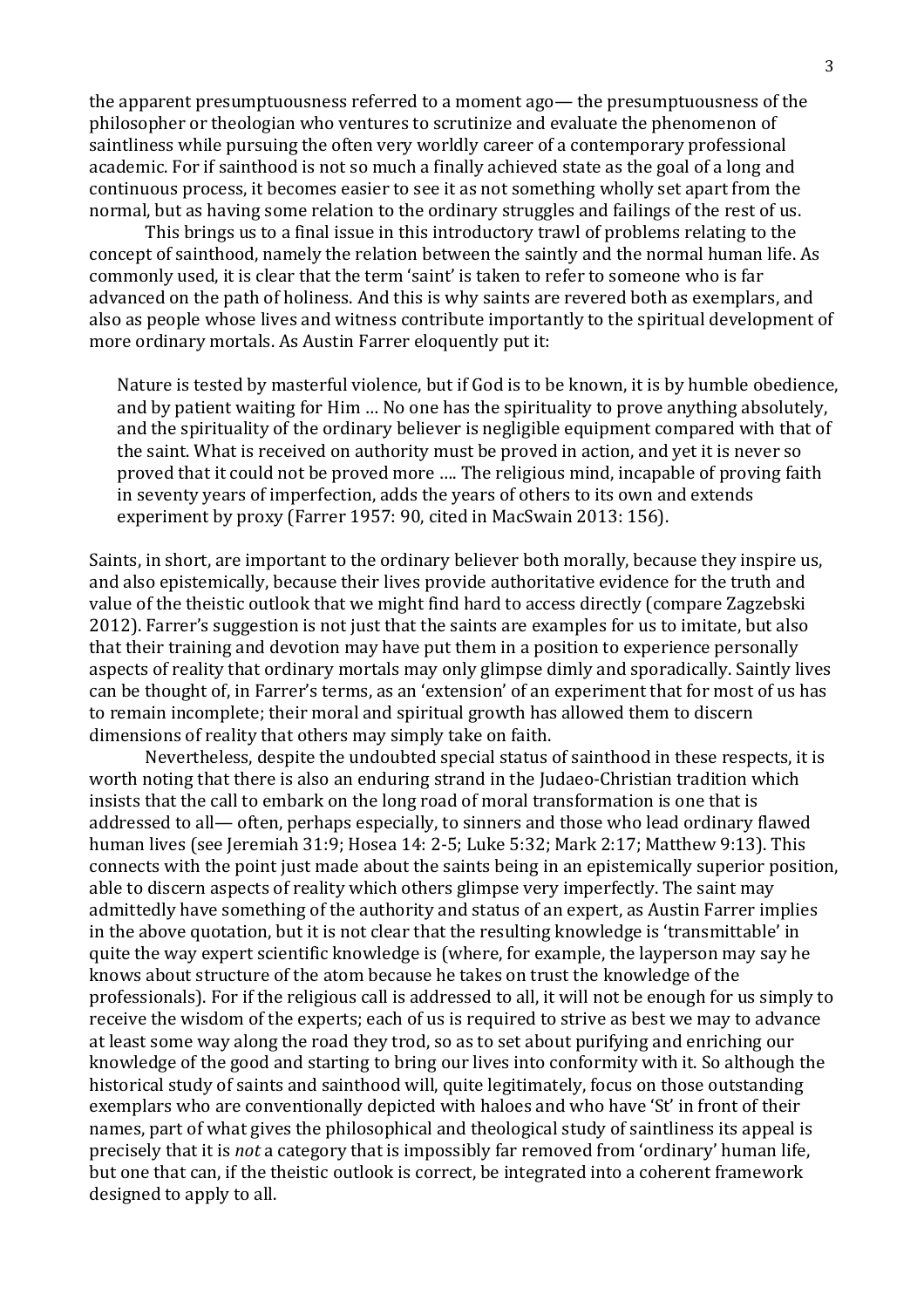the apparent presumptuousness referred to a moment ago— the presumptuousness of the philosopher or theologian who ventures to scrutinize and evaluate the phenomenon of saintliness while pursuing the often very worldly career of a contemporary professional academic. For if sainthood is not so much a finally achieved state as the goal of a long and continuous process, it becomes easier to see it as not something wholly set apart from the normal, but as having some relation to the ordinary struggles and failings of the rest of us.

This brings us to a final issue in this introductory trawl of problems relating to the concept of sainthood, namely the relation between the saintly and the normal human life. As commonly used, it is clear that the term 'saint' is taken to refer to someone who is far advanced on the path of holiness. And this is why saints are revered both as exemplars, and also as people whose lives and witness contribute importantly to the spiritual development of more ordinary mortals. As Austin Farrer eloquently put it:

> Nature is tested by masterful violence, but if God is to be known, it is by humble obedience, and by patient waiting for Him … No one has the spirituality to prove anything absolutely, and the spirituality of the ordinary believer is negligible equipment compared with that of the saint. What is received on authority must be proved in action, and yet it is never so proved that it could not be proved more …. The religious mind, incapable of proving faith in seventy years of imperfection, adds the years of others to its own and extends experiment by proxy (Farrer 1957: 90, cited in MacSwain 2013: 156).

Saints, in short, are important to the ordinary believer both morally, because they inspire us, and also epistemically, because their lives provide authoritative evidence for the truth and value of the theistic outlook that we might find hard to access directly (compare Zagzebski 2012). Farrer's suggestion is not just that the saints are examples for us to imitate, but also that their training and devotion may have put them in a position to experience personally aspects of reality that ordinary mortals may only glimpse dimly and sporadically. Saintly lives can be thought of, in Farrer's terms, as an 'extension' of an experiment that for most of us has to remain incomplete; their moral and spiritual growth has allowed them to discern dimensions of reality that others may simply take on faith.

Nevertheless, despite the undoubted special status of sainthood in these respects, it is worth noting that there is also an enduring strand in the Judaeo-Christian tradition which insists that the call to embark on the long road of moral transformation is one that is addressed to all— often, perhaps especially, to sinners and those who lead ordinary flawed human lives (see Jeremiah 31:9; Hosea 14: 2-5; Luke 5:32; Mark 2:17; Matthew 9:13). This connects with the point just made about the saints being in an epistemically superior position, able to discern aspects of reality which others glimpse very imperfectly. The saint may admittedly have something of the authority and status of an expert, as Austin Farrer implies in the above quotation, but it is not clear that the resulting knowledge is 'transmittable' in quite the way expert scientific knowledge is (where, for example, the layperson may say he knows about structure of the atom because he takes on trust the knowledge of the professionals). For if the religious call is addressed to all, it will not be enough for us simply to receive the wisdom of the experts; each of us is required to strive as best we may to advance at least some way along the road they trod, so as to set about purifying and enriching our knowledge of the good and starting to bring our lives into conformity with it. So although the historical study of saints and sainthood will, quite legitimately, focus on those outstanding exemplars who are conventionally depicted with haloes and who have 'St' in front of their names, part of what gives the philosophical and theological study of saintliness its appeal is precisely that it is *not* a category that is impossibly far removed from 'ordinary' human life, but one that can, if the theistic outlook is correct, be integrated into a coherent framework designed to apply to all.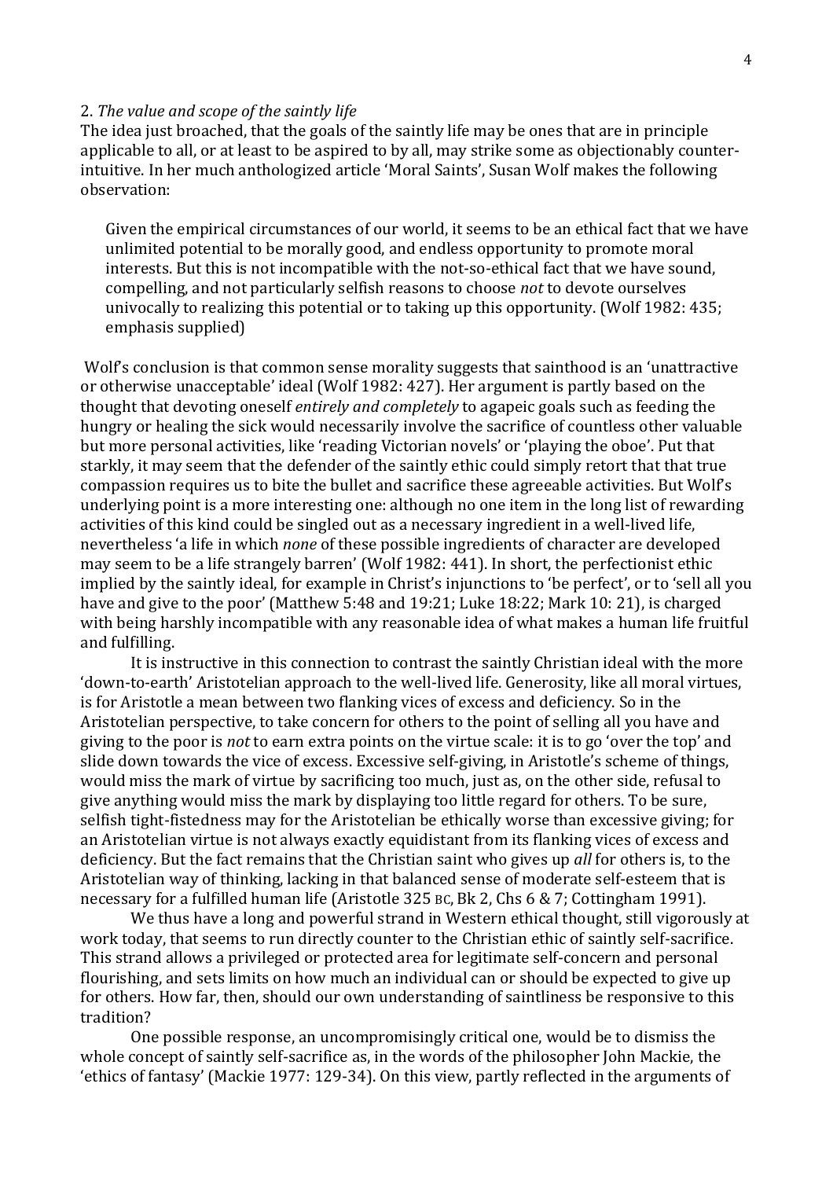## 2. *The value and scope of the saintly life*

The idea just broached, that the goals of the saintly life may be ones that are in principle applicable to all, or at least to be aspired to by all, may strike some as objectionably counter-intuitive. In her much anthologized article 'Moral Saints', Susan Wolf makes the following observation:

> Given the empirical circumstances of our world, it seems to be an ethical fact that we have unlimited potential to be morally good, and endless opportunity to promote moral interests. But this is not incompatible with the not-so-ethical fact that we have sound, compelling, and not particularly selfish reasons to choose *not* to devote ourselves univocally to realizing this potential or to taking up this opportunity. (Wolf 1982: 435; emphasis supplied)

Wolf's conclusion is that common sense morality suggests that sainthood is an 'unattractive or otherwise unacceptable' ideal (Wolf 1982: 427). Her argument is partly based on the thought that devoting oneself *entirely and completely* to agapeic goals such as feeding the hungry or healing the sick would necessarily involve the sacrifice of countless other valuable but more personal activities, like 'reading Victorian novels' or 'playing the oboe'. Put that starkly, it may seem that the defender of the saintly ethic could simply retort that that true compassion requires us to bite the bullet and sacrifice these agreeable activities. But Wolf's underlying point is a more interesting one: although no one item in the long list of rewarding activities of this kind could be singled out as a necessary ingredient in a well-lived life, nevertheless 'a life in which *none* of these possible ingredients of character are developed may seem to be a life strangely barren' (Wolf 1982: 441). In short, the perfectionist ethic implied by the saintly ideal, for example in Christ's injunctions to 'be perfect', or to 'sell all you have and give to the poor' (Matthew 5:48 and 19:21; Luke 18:22; Mark 10: 21), is charged with being harshly incompatible with any reasonable idea of what makes a human life fruitful and fulfilling.

It is instructive in this connection to contrast the saintly Christian ideal with the more 'down-to-earth' Aristotelian approach to the well-lived life. Generosity, like all moral virtues, is for Aristotle a mean between two flanking vices of excess and deficiency. So in the Aristotelian perspective, to take concern for others to the point of selling all you have and giving to the poor is *not* to earn extra points on the virtue scale: it is to go 'over the top' and slide down towards the vice of excess. Excessive self-giving, in Aristotle's scheme of things, would miss the mark of virtue by sacrificing too much, just as, on the other side, refusal to give anything would miss the mark by displaying too little regard for others. To be sure, selfish tight-fistedness may for the Aristotelian be ethically worse than excessive giving; for an Aristotelian virtue is not always exactly equidistant from its flanking vices of excess and deficiency. But the fact remains that the Christian saint who gives up *all* for others is, to the Aristotelian way of thinking, lacking in that balanced sense of moderate self-esteem that is necessary for a fulfilled human life (Aristotle 325 BC, Bk 2, Chs 6 & 7; Cottingham 1991).

We thus have a long and powerful strand in Western ethical thought, still vigorously at work today, that seems to run directly counter to the Christian ethic of saintly self-sacrifice. This strand allows a privileged or protected area for legitimate self-concern and personal flourishing, and sets limits on how much an individual can or should be expected to give up for others. How far, then, should our own understanding of saintliness be responsive to this tradition?

One possible response, an uncompromisingly critical one, would be to dismiss the whole concept of saintly self-sacrifice as, in the words of the philosopher John Mackie, the 'ethics of fantasy' (Mackie 1977: 129-34). On this view, partly reflected in the arguments of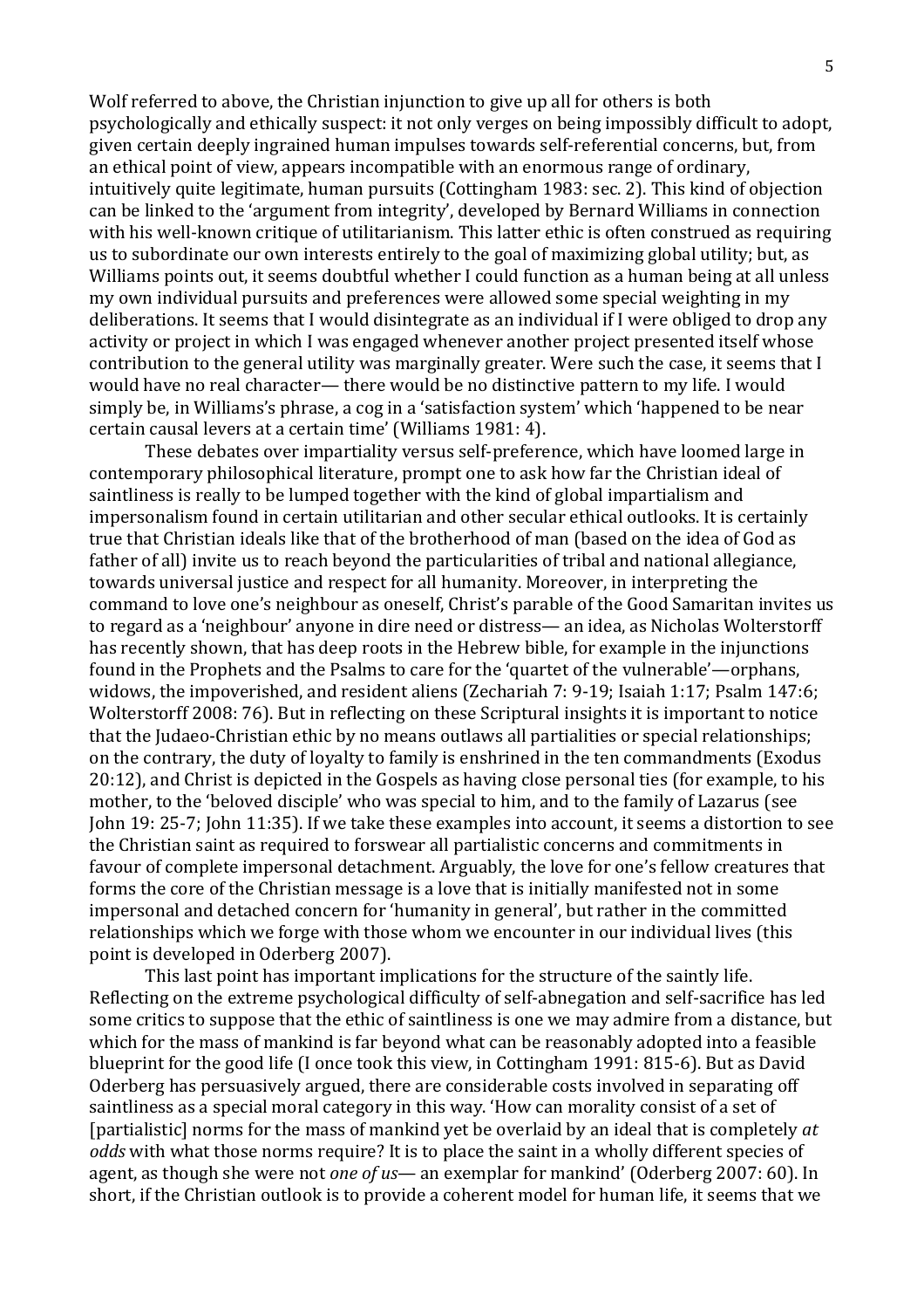Wolf referred to above, the Christian injunction to give up all for others is both psychologically and ethically suspect: it not only verges on being impossibly difficult to adopt, given certain deeply ingrained human impulses towards self-referential concerns, but, from an ethical point of view, appears incompatible with an enormous range of ordinary, intuitively quite legitimate, human pursuits (Cottingham 1983: sec. 2). This kind of objection can be linked to the 'argument from integrity', developed by Bernard Williams in connection with his well-known critique of utilitarianism. This latter ethic is often construed as requiring us to subordinate our own interests entirely to the goal of maximizing global utility; but, as Williams points out, it seems doubtful whether I could function as a human being at all unless my own individual pursuits and preferences were allowed some special weighting in my deliberations. It seems that I would disintegrate as an individual if I were obliged to drop any activity or project in which I was engaged whenever another project presented itself whose contribution to the general utility was marginally greater. Were such the case, it seems that I would have no real character— there would be no distinctive pattern to my life. I would simply be, in Williams's phrase, a cog in a 'satisfaction system' which 'happened to be near certain causal levers at a certain time' (Williams 1981: 4).

These debates over impartiality versus self-preference, which have loomed large in contemporary philosophical literature, prompt one to ask how far the Christian ideal of saintliness is really to be lumped together with the kind of global impartialism and impersonalism found in certain utilitarian and other secular ethical outlooks. It is certainly true that Christian ideals like that of the brotherhood of man (based on the idea of God as father of all) invite us to reach beyond the particularities of tribal and national allegiance, towards universal justice and respect for all humanity. Moreover, in interpreting the command to love one's neighbour as oneself, Christ's parable of the Good Samaritan invites us to regard as a 'neighbour' anyone in dire need or distress— an idea, as Nicholas Wolterstorff has recently shown, that has deep roots in the Hebrew bible, for example in the injunctions found in the Prophets and the Psalms to care for the 'quartet of the vulnerable'—orphans, widows, the impoverished, and resident aliens (Zechariah 7: 9-19; Isaiah 1:17; Psalm 147:6; Wolterstorff 2008: 76). But in reflecting on these Scriptural insights it is important to notice that the Judaeo-Christian ethic by no means outlaws all partialities or special relationships; on the contrary, the duty of loyalty to family is enshrined in the ten commandments (Exodus 20:12), and Christ is depicted in the Gospels as having close personal ties (for example, to his mother, to the 'beloved disciple' who was special to him, and to the family of Lazarus (see John 19: 25-7; John 11:35). If we take these examples into account, it seems a distortion to see the Christian saint as required to forswear all partialistic concerns and commitments in favour of complete impersonal detachment. Arguably, the love for one's fellow creatures that forms the core of the Christian message is a love that is initially manifested not in some impersonal and detached concern for 'humanity in general', but rather in the committed relationships which we forge with those whom we encounter in our individual lives (this point is developed in Oderberg 2007).

This last point has important implications for the structure of the saintly life. Reflecting on the extreme psychological difficulty of self-abnegation and self-sacrifice has led some critics to suppose that the ethic of saintliness is one we may admire from a distance, but which for the mass of mankind is far beyond what can be reasonably adopted into a feasible blueprint for the good life (I once took this view, in Cottingham 1991: 815-6). But as David Oderberg has persuasively argued, there are considerable costs involved in separating off saintliness as a special moral category in this way. 'How can morality consist of a set of [partialistic] norms for the mass of mankind yet be overlaid by an ideal that is completely *at odds* with what those norms require? It is to place the saint in a wholly different species of agent, as though she were not *one of us*— an exemplar for mankind' (Oderberg 2007: 60). In short, if the Christian outlook is to provide a coherent model for human life, it seems that we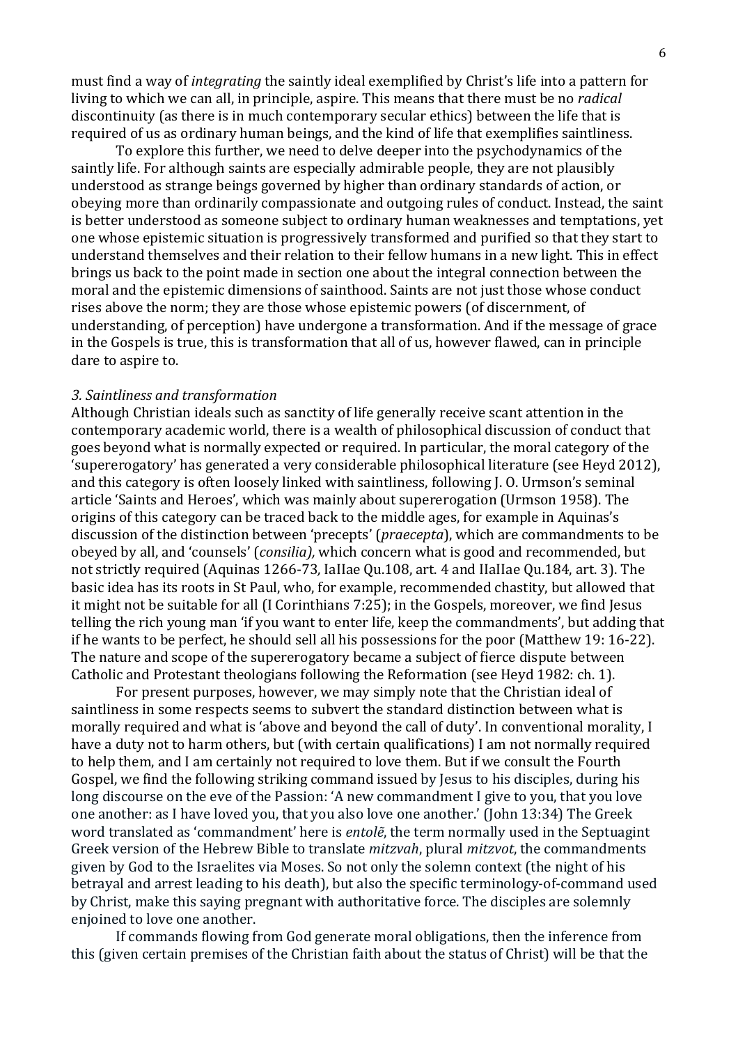must find a way of *integrating* the saintly ideal exemplified by Christ's life into a pattern for living to which we can all, in principle, aspire. This means that there must be no *radical* discontinuity (as there is in much contemporary secular ethics) between the life that is required of us as ordinary human beings, and the kind of life that exemplifies saintliness.

To explore this further, we need to delve deeper into the psychodynamics of the saintly life. For although saints are especially admirable people, they are not plausibly understood as strange beings governed by higher than ordinary standards of action, or obeying more than ordinarily compassionate and outgoing rules of conduct. Instead, the saint is better understood as someone subject to ordinary human weaknesses and temptations, yet one whose epistemic situation is progressively transformed and purified so that they start to understand themselves and their relation to their fellow humans in a new light. This in effect brings us back to the point made in section one about the integral connection between the moral and the epistemic dimensions of sainthood. Saints are not just those whose conduct rises above the norm; they are those whose epistemic powers (of discernment, of understanding, of perception) have undergone a transformation. And if the message of grace in the Gospels is true, this is transformation that all of us, however flawed, can in principle dare to aspire to.

### *3. Saintliness and transformation*

Although Christian ideals such as sanctity of life generally receive scant attention in the contemporary academic world, there is a wealth of philosophical discussion of conduct that goes beyond what is normally expected or required. In particular, the moral category of the 'supererogatory' has generated a very considerable philosophical literature (see Heyd 2012), and this category is often loosely linked with saintliness, following J. O. Urmson's seminal article 'Saints and Heroes', which was mainly about supererogation (Urmson 1958). The origins of this category can be traced back to the middle ages, for example in Aquinas's discussion of the distinction between 'precepts' (*praecepta*), which are commandments to be obeyed by all, and 'counsels' (*consilia),* which concern what is good and recommended, but not strictly required (Aquinas 1266-73, IaIIae Qu.108, art. 4 and IIaIIae Qu.184, art. 3). The basic idea has its roots in St Paul, who, for example, recommended chastity, but allowed that it might not be suitable for all (I Corinthians 7:25); in the Gospels, moreover, we find Jesus telling the rich young man 'if you want to enter life, keep the commandments', but adding that if he wants to be perfect, he should sell all his possessions for the poor (Matthew 19: 16-22). The nature and scope of the supererogatory became a subject of fierce dispute between Catholic and Protestant theologians following the Reformation (see Heyd 1982: ch. 1).

For present purposes, however, we may simply note that the Christian ideal of saintliness in some respects seems to subvert the standard distinction between what is morally required and what is 'above and beyond the call of duty'. In conventional morality, I have a duty not to harm others, but (with certain qualifications) I am not normally required to help them, and I am certainly not required to love them. But if we consult the Fourth Gospel, we find the following striking command issued by Jesus to his disciples, during his long discourse on the eve of the Passion: 'A new commandment I give to you, that you love one another: as I have loved you, that you also love one another.' (John 13:34) The Greek word translated as 'commandment' here is *entolẽ*, the term normally used in the Septuagint Greek version of the Hebrew Bible to translate *mitzvah*, plural *mitzvot*, the commandments given by God to the Israelites via Moses. So not only the solemn context (the night of his betrayal and arrest leading to his death), but also the specific terminology-of-command used by Christ, make this saying pregnant with authoritative force. The disciples are solemnly enjoined to love one another.

If commands flowing from God generate moral obligations, then the inference from this (given certain premises of the Christian faith about the status of Christ) will be that the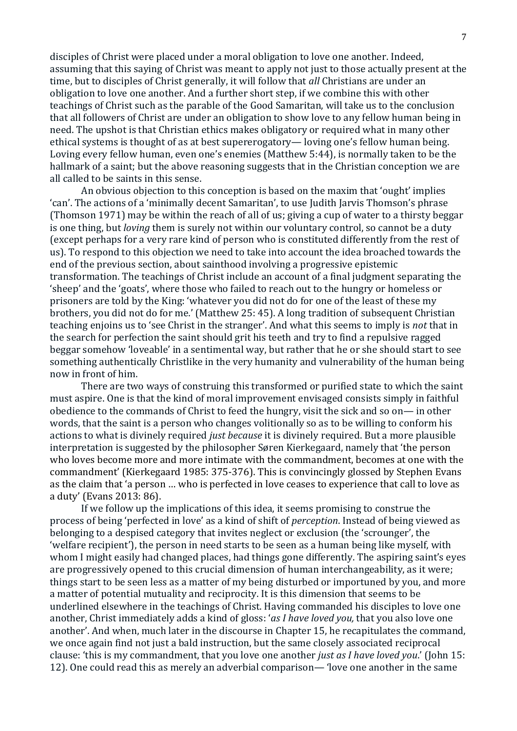disciples of Christ were placed under a moral obligation to love one another. Indeed, assuming that this saying of Christ was meant to apply not just to those actually present at the time, but to disciples of Christ generally, it will follow that *all* Christians are under an obligation to love one another. And a further short step, if we combine this with other teachings of Christ such as the parable of the Good Samaritan, will take us to the conclusion that all followers of Christ are under an obligation to show love to any fellow human being in need. The upshot is that Christian ethics makes obligatory or required what in many other ethical systems is thought of as at best supererogatory— loving one's fellow human being. Loving every fellow human, even one's enemies (Matthew 5:44), is normally taken to be the hallmark of a saint; but the above reasoning suggests that in the Christian conception we are all called to be saints in this sense.

An obvious objection to this conception is based on the maxim that 'ought' implies 'can'. The actions of a 'minimally decent Samaritan', to use Judith Jarvis Thomson's phrase (Thomson 1971) may be within the reach of all of us; giving a cup of water to a thirsty beggar is one thing, but *loving* them is surely not within our voluntary control, so cannot be a duty (except perhaps for a very rare kind of person who is constituted differently from the rest of us). To respond to this objection we need to take into account the idea broached towards the end of the previous section, about sainthood involving a progressive epistemic transformation. The teachings of Christ include an account of a final judgment separating the 'sheep' and the 'goats', where those who failed to reach out to the hungry or homeless or prisoners are told by the King: 'whatever you did not do for one of the least of these my brothers, you did not do for me.' (Matthew 25: 45). A long tradition of subsequent Christian teaching enjoins us to 'see Christ in the stranger'. And what this seems to imply is *not* that in the search for perfection the saint should grit his teeth and try to find a repulsive ragged beggar somehow 'loveable' in a sentimental way, but rather that he or she should start to see something authentically Christlike in the very humanity and vulnerability of the human being now in front of him.

There are two ways of construing this transformed or purified state to which the saint must aspire. One is that the kind of moral improvement envisaged consists simply in faithful obedience to the commands of Christ to feed the hungry, visit the sick and so on— in other words, that the saint is a person who changes volitionally so as to be willing to conform his actions to what is divinely required *just because* it is divinely required. But a more plausible interpretation is suggested by the philosopher Søren Kierkegaard, namely that 'the person who loves become more and more intimate with the commandment, becomes at one with the commandment' (Kierkegaard 1985: 375-376). This is convincingly glossed by Stephen Evans as the claim that 'a person … who is perfected in love ceases to experience that call to love as a duty' (Evans 2013: 86).

If we follow up the implications of this idea, it seems promising to construe the process of being 'perfected in love' as a kind of shift of *perception*. Instead of being viewed as belonging to a despised category that invites neglect or exclusion (the 'scrounger', the 'welfare recipient'), the person in need starts to be seen as a human being like myself, with whom I might easily had changed places, had things gone differently. The aspiring saint's eyes are progressively opened to this crucial dimension of human interchangeability, as it were; things start to be seen less as a matter of my being disturbed or importuned by you, and more a matter of potential mutuality and reciprocity. It is this dimension that seems to be underlined elsewhere in the teachings of Christ. Having commanded his disciples to love one another, Christ immediately adds a kind of gloss: '*as I have loved you,* that you also love one another'. And when, much later in the discourse in Chapter 15, he recapitulates the command, we once again find not just a bald instruction, but the same closely associated reciprocal clause: 'this is my commandment, that you love one another *just as I have loved you*.' (John 15: 12). One could read this as merely an adverbial comparison— 'love one another in the same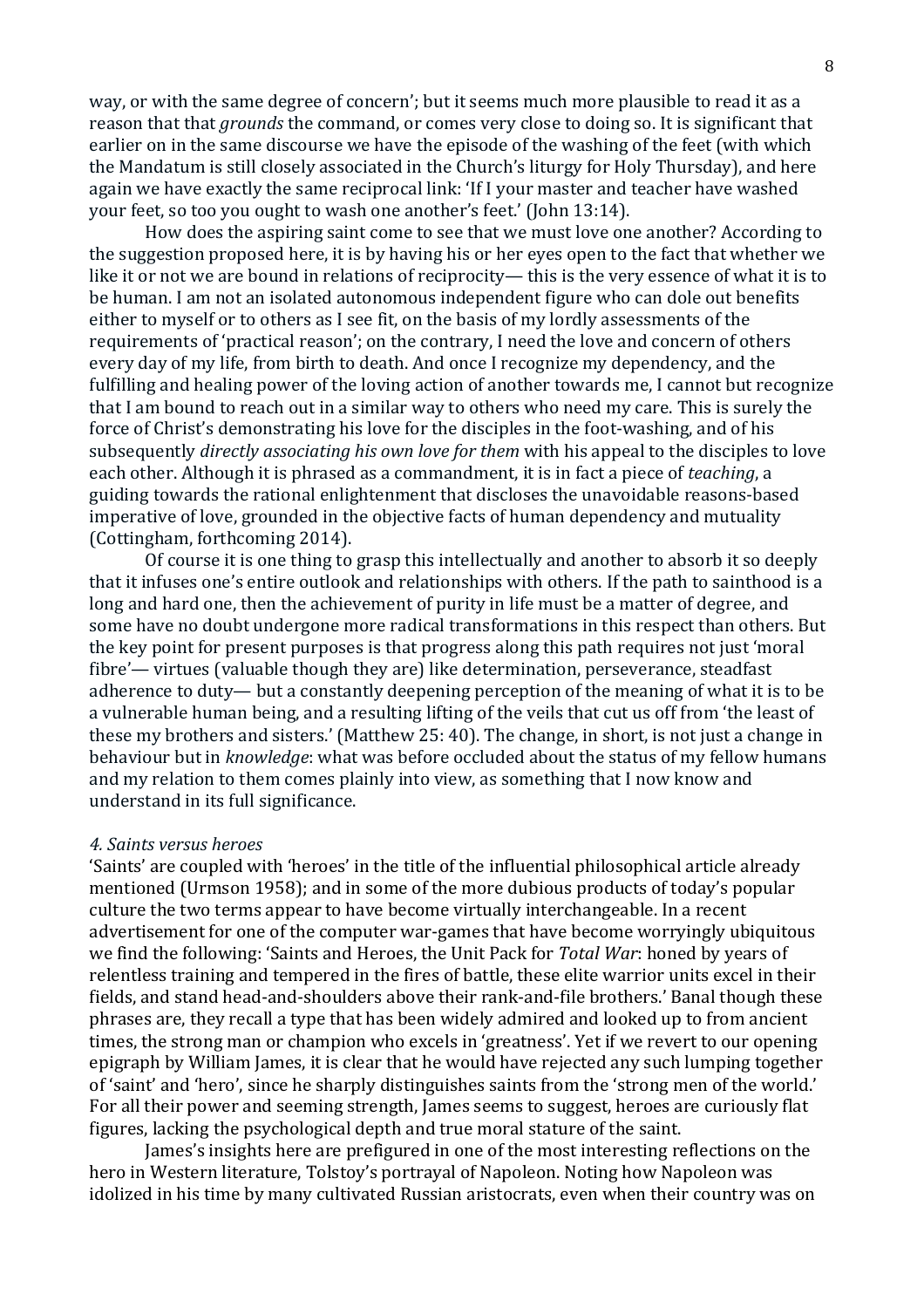way, or with the same degree of concern'; but it seems much more plausible to read it as a reason that that *grounds* the command, or comes very close to doing so. It is significant that earlier on in the same discourse we have the episode of the washing of the feet (with which the Mandatum is still closely associated in the Church's liturgy for Holy Thursday), and here again we have exactly the same reciprocal link: 'If I your master and teacher have washed your feet, so too you ought to wash one another's feet.' (John 13:14).

How does the aspiring saint come to see that we must love one another? According to the suggestion proposed here, it is by having his or her eyes open to the fact that whether we like it or not we are bound in relations of reciprocity— this is the very essence of what it is to be human. I am not an isolated autonomous independent figure who can dole out benefits either to myself or to others as I see fit, on the basis of my lordly assessments of the requirements of 'practical reason'; on the contrary, I need the love and concern of others every day of my life, from birth to death. And once I recognize my dependency, and the fulfilling and healing power of the loving action of another towards me, I cannot but recognize that I am bound to reach out in a similar way to others who need my care. This is surely the force of Christ's demonstrating his love for the disciples in the foot-washing, and of his subsequently *directly associating his own love for them* with his appeal to the disciples to love each other. Although it is phrased as a commandment, it is in fact a piece of *teaching*, a guiding towards the rational enlightenment that discloses the unavoidable reasons-based imperative of love, grounded in the objective facts of human dependency and mutuality (Cottingham, forthcoming 2014).

Of course it is one thing to grasp this intellectually and another to absorb it so deeply that it infuses one's entire outlook and relationships with others. If the path to sainthood is a long and hard one, then the achievement of purity in life must be a matter of degree, and some have no doubt undergone more radical transformations in this respect than others. But the key point for present purposes is that progress along this path requires not just 'moral fibre'— virtues (valuable though they are) like determination, perseverance, steadfast adherence to duty— but a constantly deepening perception of the meaning of what it is to be a vulnerable human being, and a resulting lifting of the veils that cut us off from 'the least of these my brothers and sisters.' (Matthew 25: 40). The change, in short, is not just a change in behaviour but in *knowledge*: what was before occluded about the status of my fellow humans and my relation to them comes plainly into view, as something that I now know and understand in its full significance.

### *4. Saints versus heroes*

'Saints' are coupled with 'heroes' in the title of the influential philosophical article already mentioned (Urmson 1958); and in some of the more dubious products of today's popular culture the two terms appear to have become virtually interchangeable. In a recent advertisement for one of the computer war-games that have become worryingly ubiquitous we find the following: 'Saints and Heroes, the Unit Pack for *Total War*: honed by years of relentless training and tempered in the fires of battle, these elite warrior units excel in their fields, and stand head-and-shoulders above their rank-and-file brothers.' Banal though these phrases are, they recall a type that has been widely admired and looked up to from ancient times, the strong man or champion who excels in 'greatness'. Yet if we revert to our opening epigraph by William James, it is clear that he would have rejected any such lumping together of 'saint' and 'hero', since he sharply distinguishes saints from the 'strong men of the world.' For all their power and seeming strength, James seems to suggest, heroes are curiously flat figures, lacking the psychological depth and true moral stature of the saint.

James's insights here are prefigured in one of the most interesting reflections on the hero in Western literature, Tolstoy's portrayal of Napoleon. Noting how Napoleon was idolized in his time by many cultivated Russian aristocrats, even when their country was on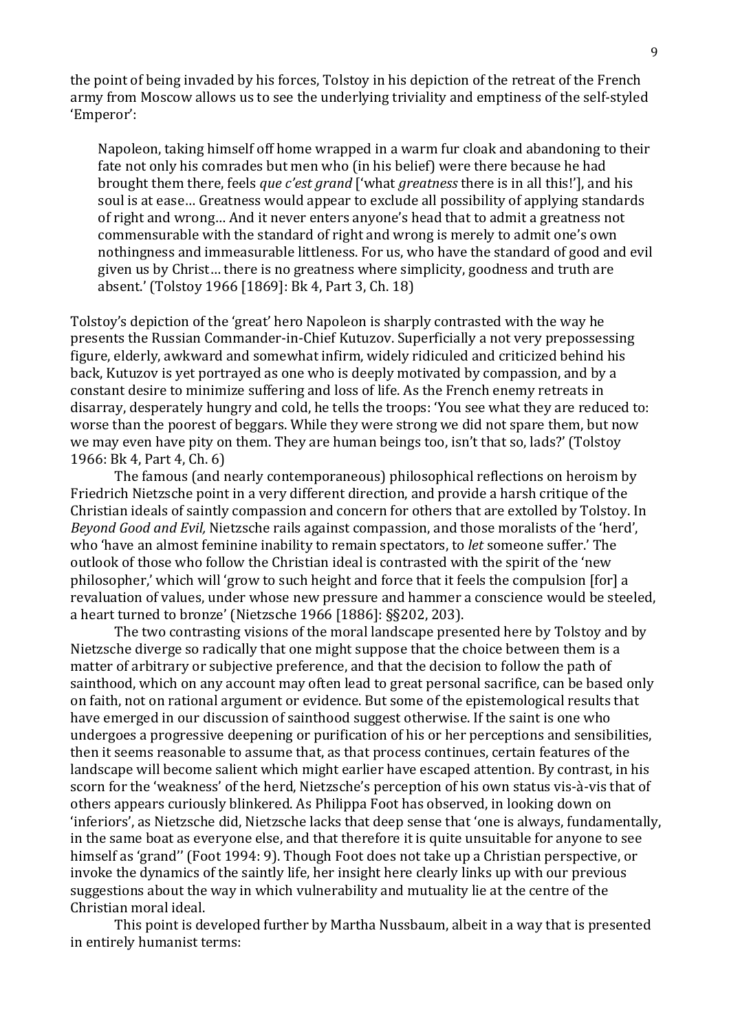the point of being invaded by his forces, Tolstoy in his depiction of the retreat of the French army from Moscow allows us to see the underlying triviality and emptiness of the self-styled 'Emperor':

> Napoleon, taking himself off home wrapped in a warm fur cloak and abandoning to their fate not only his comrades but men who (in his belief) were there because he had brought them there, feels *que c'est grand* ['what *greatness* there is in all this!'], and his soul is at ease… Greatness would appear to exclude all possibility of applying standards of right and wrong… And it never enters anyone's head that to admit a greatness not commensurable with the standard of right and wrong is merely to admit one's own nothingness and immeasurable littleness. For us, who have the standard of good and evil given us by Christ… there is no greatness where simplicity, goodness and truth are absent.' (Tolstoy 1966 [1869]: Bk 4, Part 3, Ch. 18)

Tolstoy's depiction of the 'great' hero Napoleon is sharply contrasted with the way he presents the Russian Commander-in-Chief Kutuzov. Superficially a not very prepossessing figure, elderly, awkward and somewhat infirm, widely ridiculed and criticized behind his back, Kutuzov is yet portrayed as one who is deeply motivated by compassion, and by a constant desire to minimize suffering and loss of life. As the French enemy retreats in disarray, desperately hungry and cold, he tells the troops: 'You see what they are reduced to: worse than the poorest of beggars. While they were strong we did not spare them, but now we may even have pity on them. They are human beings too, isn't that so, lads?' (Tolstoy 1966: Bk 4, Part 4, Ch. 6)

The famous (and nearly contemporaneous) philosophical reflections on heroism by Friedrich Nietzsche point in a very different direction, and provide a harsh critique of the Christian ideals of saintly compassion and concern for others that are extolled by Tolstoy. In *Beyond Good and Evil,* Nietzsche rails against compassion, and those moralists of the 'herd', who 'have an almost feminine inability to remain spectators, to *let* someone suffer.' The outlook of those who follow the Christian ideal is contrasted with the spirit of the 'new philosopher,' which will 'grow to such height and force that it feels the compulsion [for] a revaluation of values, under whose new pressure and hammer a conscience would be steeled, a heart turned to bronze' (Nietzsche 1966 [1886]: §§202, 203).

The two contrasting visions of the moral landscape presented here by Tolstoy and by Nietzsche diverge so radically that one might suppose that the choice between them is a matter of arbitrary or subjective preference, and that the decision to follow the path of sainthood, which on any account may often lead to great personal sacrifice, can be based only on faith, not on rational argument or evidence. But some of the epistemological results that have emerged in our discussion of sainthood suggest otherwise. If the saint is one who undergoes a progressive deepening or purification of his or her perceptions and sensibilities, then it seems reasonable to assume that, as that process continues, certain features of the landscape will become salient which might earlier have escaped attention. By contrast, in his scorn for the 'weakness' of the herd, Nietzsche's perception of his own status vis-à-vis that of others appears curiously blinkered. As Philippa Foot has observed, in looking down on 'inferiors', as Nietzsche did, Nietzsche lacks that deep sense that 'one is always, fundamentally, in the same boat as everyone else, and that therefore it is quite unsuitable for anyone to see himself as 'grand'' (Foot 1994: 9). Though Foot does not take up a Christian perspective, or invoke the dynamics of the saintly life, her insight here clearly links up with our previous suggestions about the way in which vulnerability and mutuality lie at the centre of the Christian moral ideal.

This point is developed further by Martha Nussbaum, albeit in a way that is presented in entirely humanist terms: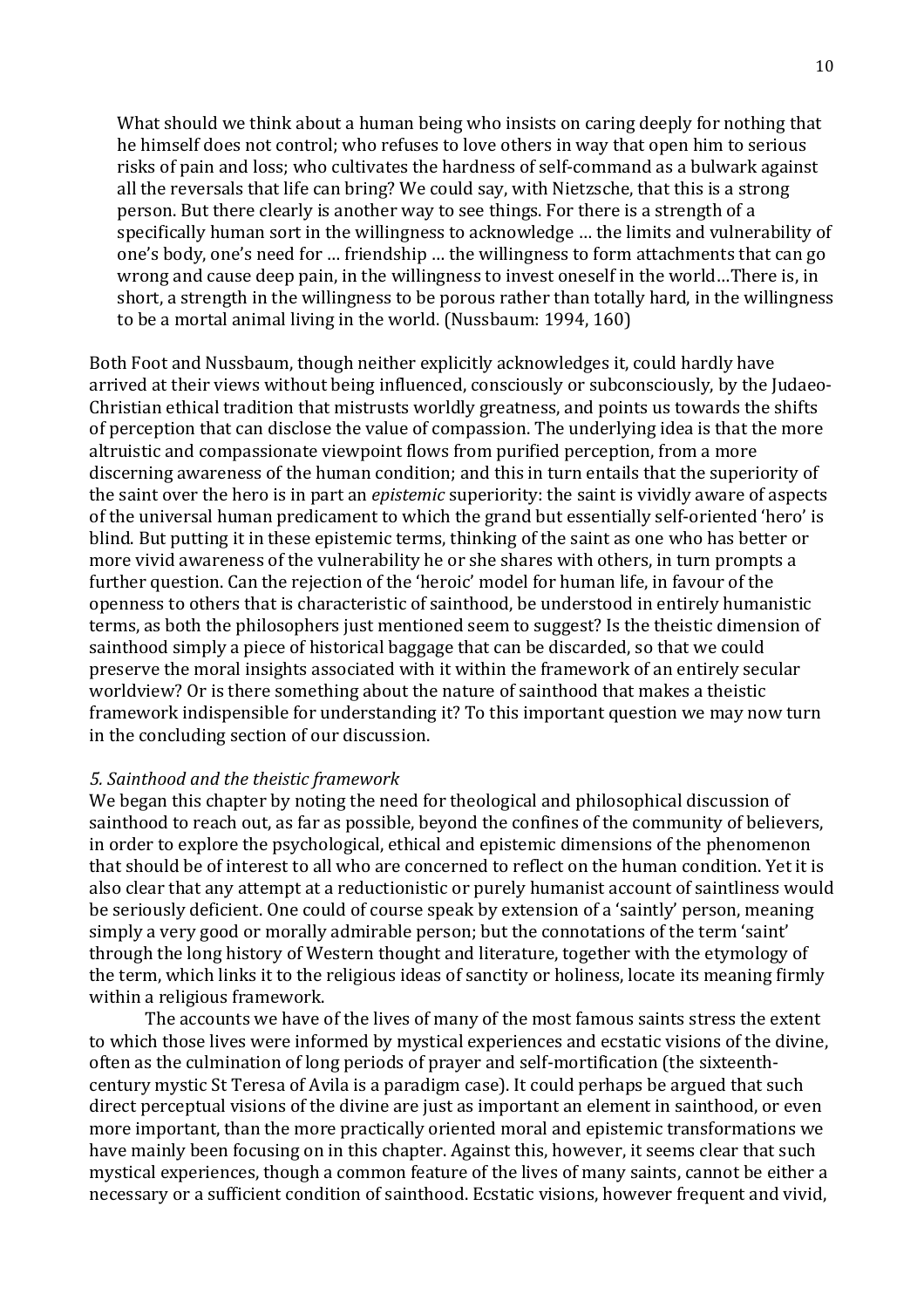> What should we think about a human being who insists on caring deeply for nothing that he himself does not control; who refuses to love others in way that open him to serious risks of pain and loss; who cultivates the hardness of self-command as a bulwark against all the reversals that life can bring? We could say, with Nietzsche, that this is a strong person. But there clearly is another way to see things. For there is a strength of a specifically human sort in the willingness to acknowledge … the limits and vulnerability of one's body, one's need for … friendship … the willingness to form attachments that can go wrong and cause deep pain, in the willingness to invest oneself in the world…There is, in short, a strength in the willingness to be porous rather than totally hard, in the willingness to be a mortal animal living in the world. (Nussbaum: 1994, 160)

Both Foot and Nussbaum, though neither explicitly acknowledges it, could hardly have arrived at their views without being influenced, consciously or subconsciously, by the Judaeo-Christian ethical tradition that mistrusts worldly greatness, and points us towards the shifts of perception that can disclose the value of compassion. The underlying idea is that the more altruistic and compassionate viewpoint flows from purified perception, from a more discerning awareness of the human condition; and this in turn entails that the superiority of the saint over the hero is in part an *epistemic* superiority: the saint is vividly aware of aspects of the universal human predicament to which the grand but essentially self-oriented 'hero' is blind. But putting it in these epistemic terms, thinking of the saint as one who has better or more vivid awareness of the vulnerability he or she shares with others, in turn prompts a further question. Can the rejection of the 'heroic' model for human life, in favour of the openness to others that is characteristic of sainthood, be understood in entirely humanistic terms, as both the philosophers just mentioned seem to suggest? Is the theistic dimension of sainthood simply a piece of historical baggage that can be discarded, so that we could preserve the moral insights associated with it within the framework of an entirely secular worldview? Or is there something about the nature of sainthood that makes a theistic framework indispensable for understanding it? To this important question we may now turn in the concluding section of our discussion.

### *5. Sainthood and the theistic framework*

We began this chapter by noting the need for theological and philosophical discussion of sainthood to reach out, as far as possible, beyond the confines of the community of believers, in order to explore the psychological, ethical and epistemic dimensions of the phenomenon that should be of interest to all who are concerned to reflect on the human condition. Yet it is also clear that any attempt at a reductionistic or purely humanist account of saintliness would be seriously deficient. One could of course speak by extension of a 'saintly' person, meaning simply a very good or morally admirable person; but the connotations of the term 'saint' through the long history of Western thought and literature, together with the etymology of the term, which links it to the religious ideas of sanctity or holiness, locate its meaning firmly within a religious framework.

The accounts we have of the lives of many of the most famous saints stress the extent to which those lives were informed by mystical experiences and ecstatic visions of the divine, often as the culmination of long periods of prayer and self-mortification (the sixteenth-century mystic St Teresa of Avila is a paradigm case). It could perhaps be argued that such direct perceptual visions of the divine are just as important an element in sainthood, or even more important, than the more practically oriented moral and epistemic transformations we have mainly been focusing on in this chapter. Against this, however, it seems clear that such mystical experiences, though a common feature of the lives of many saints, cannot be either a necessary or a sufficient condition of sainthood. Ecstatic visions, however frequent and vivid,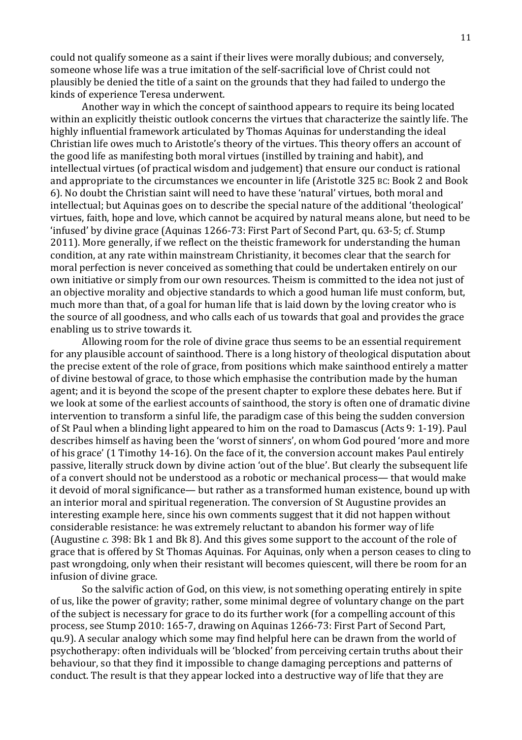could not qualify someone as a saint if their lives were morally dubious; and conversely, someone whose life was a true imitation of the self-sacrificial love of Christ could not plausibly be denied the title of a saint on the grounds that they had failed to undergo the kinds of experience Teresa underwent.

Another way in which the concept of sainthood appears to require its being located within an explicitly theistic outlook concerns the virtues that characterize the saintly life. The highly influential framework articulated by Thomas Aquinas for understanding the ideal Christian life owes much to Aristotle's theory of the virtues. This theory offers an account of the good life as manifesting both moral virtues (instilled by training and habit), and intellectual virtues (of practical wisdom and judgement) that ensure our conduct is rational and appropriate to the circumstances we encounter in life (Aristotle 325 BC: Book 2 and Book 6). No doubt the Christian saint will need to have these 'natural' virtues, both moral and intellectual; but Aquinas goes on to describe the special nature of the additional 'theological' virtues, faith, hope and love, which cannot be acquired by natural means alone, but need to be 'infused' by divine grace (Aquinas 1266-73: First Part of Second Part, qu. 63-5; cf. Stump 2011). More generally, if we reflect on the theistic framework for understanding the human condition, at any rate within mainstream Christianity, it becomes clear that the search for moral perfection is never conceived as something that could be undertaken entirely on our own initiative or simply from our own resources. Theism is committed to the idea not just of an objective morality and objective standards to which a good human life must conform, but, much more than that, of a goal for human life that is laid down by the loving creator who is the source of all goodness, and who calls each of us towards that goal and provides the grace enabling us to strive towards it.

Allowing room for the role of divine grace thus seems to be an essential requirement for any plausible account of sainthood. There is a long history of theological disputation about the precise extent of the role of grace, from positions which make sainthood entirely a matter of divine bestowal of grace, to those which emphasise the contribution made by the human agent; and it is beyond the scope of the present chapter to explore these debates here. But if we look at some of the earliest accounts of sainthood, the story is often one of dramatic divine intervention to transform a sinful life, the paradigm case of this being the sudden conversion of St Paul when a blinding light appeared to him on the road to Damascus (Acts 9: 1-19). Paul describes himself as having been the 'worst of sinners', on whom God poured 'more and more of his grace' (1 Timothy 14-16). On the face of it, the conversion account makes Paul entirely passive, literally struck down by divine action 'out of the blue'. But clearly the subsequent life of a convert should not be understood as a robotic or mechanical process— that would make it devoid of moral significance— but rather as a transformed human existence, bound up with an interior moral and spiritual regeneration. The conversion of St Augustine provides an interesting example here, since his own comments suggest that it did not happen without considerable resistance: he was extremely reluctant to abandon his former way of life (Augustine *c.* 398: Bk 1 and Bk 8). And this gives some support to the account of the role of grace that is offered by St Thomas Aquinas. For Aquinas, only when a person ceases to cling to past wrongdoing, only when their resistant will becomes quiescent, will there be room for an infusion of divine grace.

So the salvific action of God, on this view, is not something operating entirely in spite of us, like the power of gravity; rather, some minimal degree of voluntary change on the part of the subject is necessary for grace to do its further work (for a compelling account of this process, see Stump 2010: 165-7, drawing on Aquinas 1266-73: First Part of Second Part, qu.9). A secular analogy which some may find helpful here can be drawn from the world of psychotherapy: often individuals will be 'blocked' from perceiving certain truths about their behaviour, so that they find it impossible to change damaging perceptions and patterns of conduct. The result is that they appear locked into a destructive way of life that they are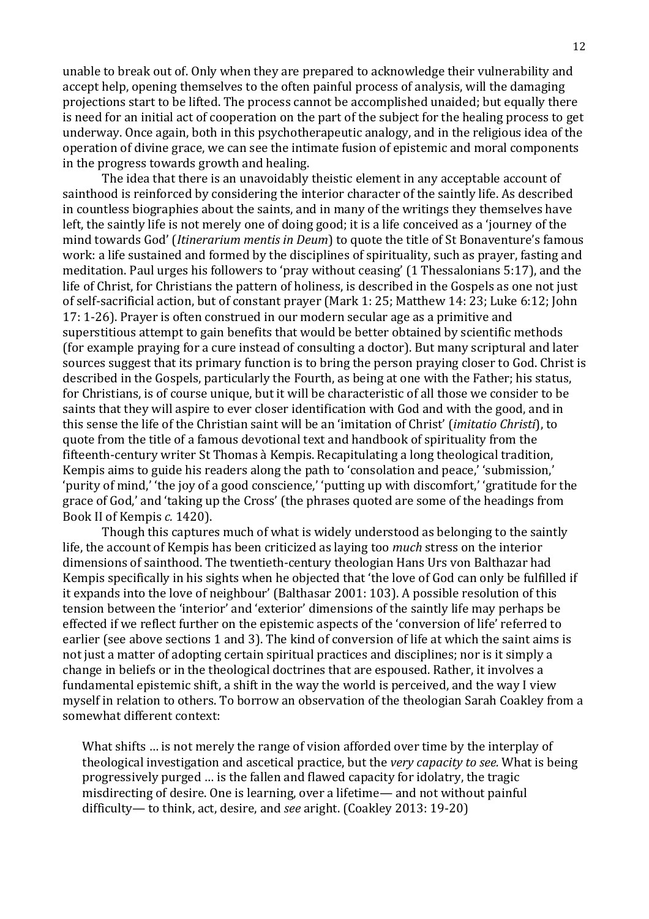unable to break out of. Only when they are prepared to acknowledge their vulnerability and accept help, opening themselves to the often painful process of analysis, will the damaging projections start to be lifted. The process cannot be accomplished unaided; but equally there is need for an initial act of cooperation on the part of the subject for the healing process to get underway. Once again, both in this psychotherapeutic analogy, and in the religious idea of the operation of divine grace, we can see the intimate fusion of epistemic and moral components in the progress towards growth and healing.

The idea that there is an unavoidably theistic element in any acceptable account of sainthood is reinforced by considering the interior character of the saintly life. As described in countless biographies about the saints, and in many of the writings they themselves have left, the saintly life is not merely one of doing good; it is a life conceived as a 'journey of the mind towards God' (*Itinerarium mentis in Deum*) to quote the title of St Bonaventure's famous work: a life sustained and formed by the disciplines of spirituality, such as prayer, fasting and meditation. Paul urges his followers to 'pray without ceasing' (1 Thessalonians 5:17), and the life of Christ, for Christians the pattern of holiness, is described in the Gospels as one not just of self-sacrificial action, but of constant prayer (Mark 1: 25; Matthew 14: 23; Luke 6:12; John 17: 1-26). Prayer is often construed in our modern secular age as a primitive and superstitious attempt to gain benefits that would be better obtained by scientific methods (for example praying for a cure instead of consulting a doctor). But many scriptural and later sources suggest that its primary function is to bring the person praying closer to God. Christ is described in the Gospels, particularly the Fourth, as being at one with the Father; his status, for Christians, is of course unique, but it will be characteristic of all those we consider to be saints that they will aspire to ever closer identification with God and with the good, and in this sense the life of the Christian saint will be an 'imitation of Christ' (*imitatio Christi*), to quote from the title of a famous devotional text and handbook of spirituality from the fifteenth-century writer St Thomas à Kempis. Recapitulating a long theological tradition, Kempis aims to guide his readers along the path to 'consolation and peace,' 'submission,' 'purity of mind,' 'the joy of a good conscience,' 'putting up with discomfort,' 'gratitude for the grace of God,' and 'taking up the Cross' (the phrases quoted are some of the headings from Book II of Kempis *c.* 1420).

Though this captures much of what is widely understood as belonging to the saintly life, the account of Kempis has been criticized as laying too *much* stress on the interior dimensions of sainthood. The twentieth-century theologian Hans Urs von Balthazar had Kempis specifically in his sights when he objected that 'the love of God can only be fulfilled if it expands into the love of neighbour' (Balthasar 2001: 103). A possible resolution of this tension between the 'interior' and 'exterior' dimensions of the saintly life may perhaps be effected if we reflect further on the epistemic aspects of the 'conversion of life' referred to earlier (see above sections 1 and 3). The kind of conversion of life at which the saint aims is not just a matter of adopting certain spiritual practices and disciplines; nor is it simply a change in beliefs or in the theological doctrines that are espoused. Rather, it involves a fundamental epistemic shift, a shift in the way the world is perceived, and the way I view myself in relation to others. To borrow an observation of the theologian Sarah Coakley from a somewhat different context:

> What shifts … is not merely the range of vision afforded over time by the interplay of theological investigation and ascetical practice, but the *very capacity to see.* What is being progressively purged … is the fallen and flawed capacity for idolatry, the tragic misdirecting of desire. One is learning, over a lifetime— and not without painful difficulty— to think, act, desire, and *see* aright. (Coakley 2013: 19-20)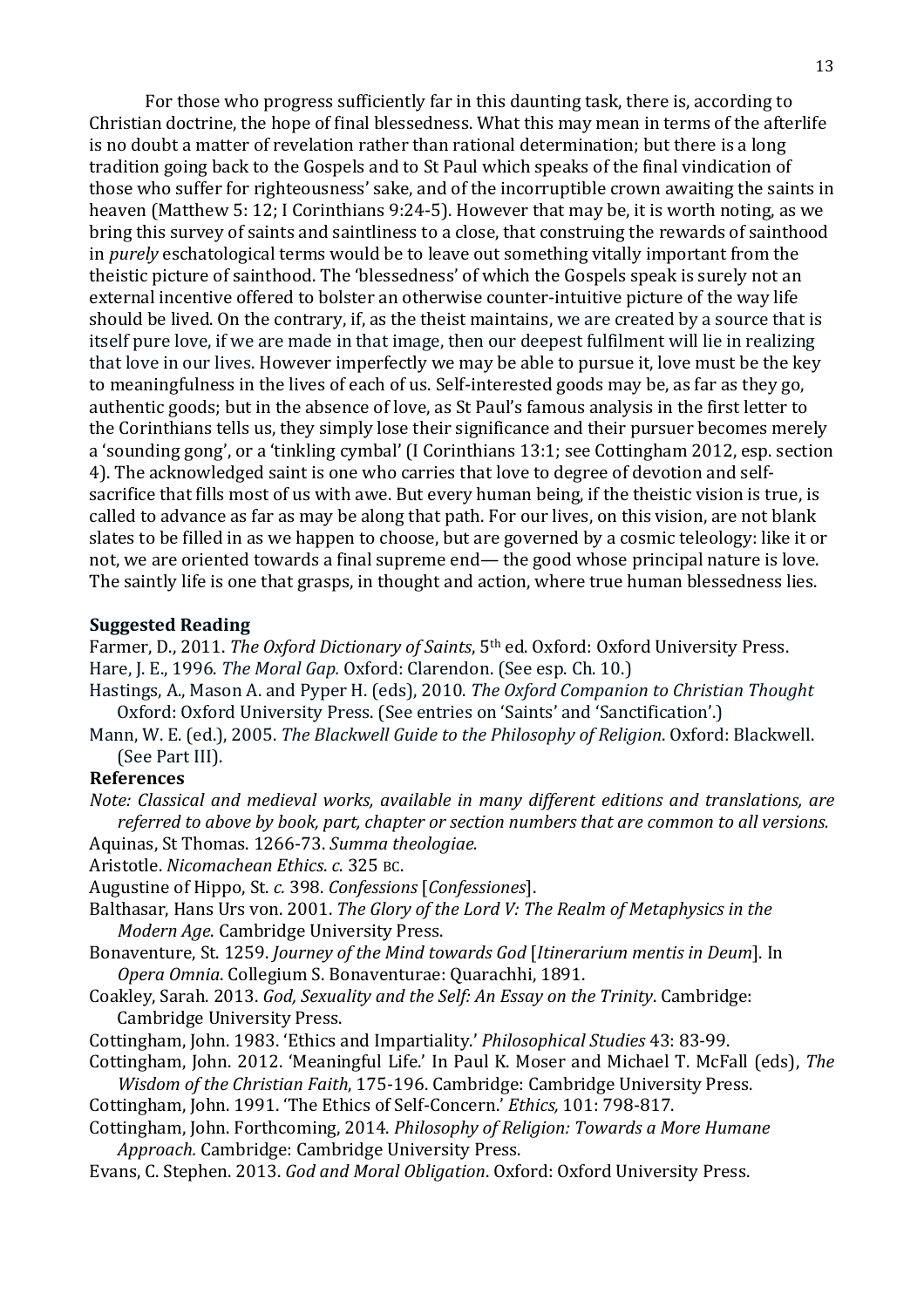For those who progress sufficiently far in this daunting task, there is, according to Christian doctrine, the hope of final blessedness. What this may mean in terms of the afterlife is no doubt a matter of revelation rather than rational determination; but there is a long tradition going back to the Gospels and to St Paul which speaks of the final vindication of those who suffer for righteousness' sake, and of the incorruptible crown awaiting the saints in heaven (Matthew 5: 12; I Corinthians 9:24-5). However that may be, it is worth noting, as we bring this survey of saints and saintliness to a close, that construing the rewards of sainthood in *purely* eschatological terms would be to leave out something vitally important from the theistic picture of sainthood. The 'blessedness' of which the Gospels speak is surely not an external incentive offered to bolster an otherwise counter-intuitive picture of the way life should be lived. On the contrary, if, as the theist maintains, we are created by a source that is itself pure love, if we are made in that image, then our deepest fulfilment will lie in realizing that love in our lives. However imperfectly we may be able to pursue it, love must be the key to meaningfulness in the lives of each of us. Self-interested goods may be, as far as they go, authentic goods; but in the absence of love, as St Paul's famous analysis in the first letter to the Corinthians tells us, they simply lose their significance and their pursuer becomes merely a 'sounding gong', or a 'tinkling cymbal' (I Corinthians 13:1; see Cottingham 2012, esp. section 4). The acknowledged saint is one who carries that love to degree of devotion and self-sacrifice that fills most of us with awe. But every human being, if the theistic vision is true, is called to advance as far as may be along that path. For our lives, on this vision, are not blank slates to be filled in as we happen to choose, but are governed by a cosmic teleology: like it or not, we are oriented towards a final supreme end— the good whose principal nature is love. The saintly life is one that grasps, in thought and action, where true human blessedness lies.

### Suggested Reading

Farmer, D., 2011. *The Oxford Dictionary of Saints*, 5th ed. Oxford: Oxford University Press.

Hare, J. E., 1996. *The Moral Gap.* Oxford: Clarendon. (See esp. Ch. 10.)

Hastings, A., Mason A. and Pyper H. (eds), 2010. *The Oxford Companion to Christian Thought* Oxford: Oxford University Press. (See entries on 'Saints' and 'Sanctification'.)

Mann, W. E. (ed.), 2005. *The Blackwell Guide to the Philosophy of Religion*. Oxford: Blackwell. (See Part III).

### References

*Note: Classical and medieval works, available in many different editions and translations, are referred to above by book, part, chapter or section numbers that are common to all versions.*

Aquinas, St Thomas. 1266-73. *Summa theologiae.*

Aristotle. *Nicomachean Ethics*. *c*. 325 BC.

Augustine of Hippo, St. *c.* 398. *Confessions* [*Confessiones*].

Balthasar, Hans Urs von. 2001. *The Glory of the Lord V: The Realm of Metaphysics in the Modern Age*. Cambridge University Press.

Bonaventure, St. 1259. *Journey of the Mind towards God* [*Itinerarium mentis in Deum*]. In *Opera Omnia*. Collegium S. Bonaventurae: Quarachhi, 1891.

Coakley, Sarah. 2013. *God, Sexuality and the Self: An Essay on the Trinity*. Cambridge: Cambridge University Press.

Cottingham, John. 1983. 'Ethics and Impartiality.' *Philosophical Studies* 43: 83-99.

Cottingham, John. 2012. 'Meaningful Life.' In Paul K. Moser and Michael T. McFall (eds), *The Wisdom of the Christian Faith*, 175-196. Cambridge: Cambridge University Press.

Cottingham, John. 1991. 'The Ethics of Self-Concern.' *Ethics,* 101: 798-817.

Cottingham, John. Forthcoming, 2014. *Philosophy of Religion: Towards a More Humane Approach.* Cambridge: Cambridge University Press.

Evans, C. Stephen. 2013. *God and Moral Obligation*. Oxford: Oxford University Press.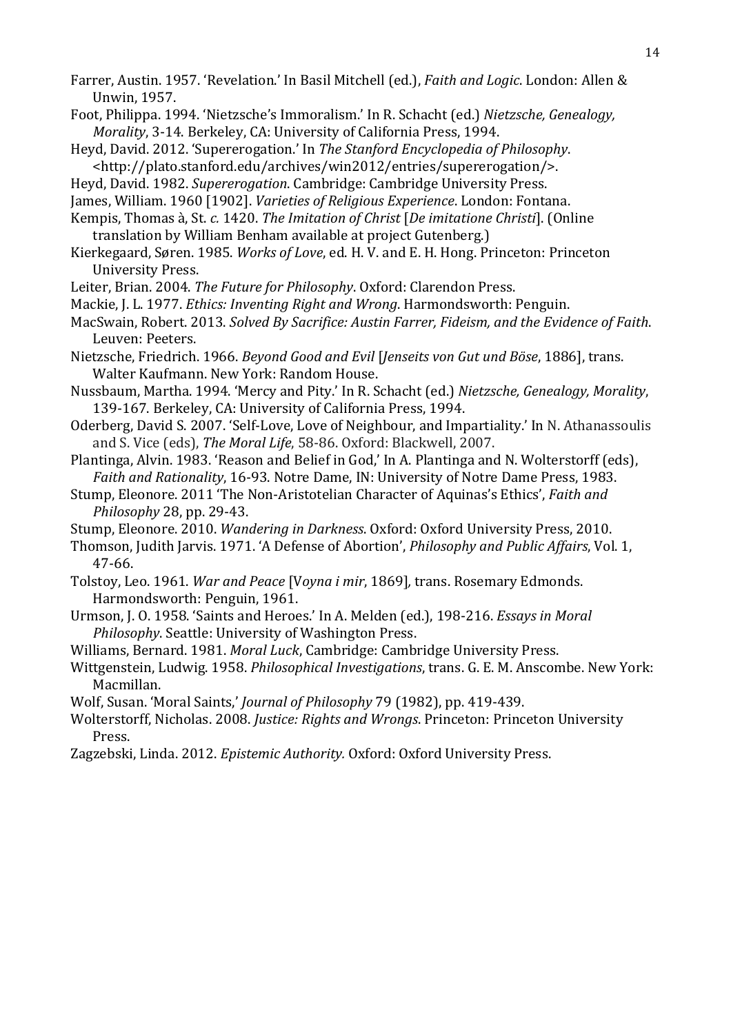Farrer, Austin. 1957. 'Revelation.' In Basil Mitchell (ed.), *Faith and Logic*. London: Allen & Unwin, 1957.

Foot, Philippa. 1994. 'Nietzsche's Immoralism.' In R. Schacht (ed.) *Nietzsche, Genealogy, Morality*, 3-14. Berkeley, CA: University of California Press, 1994.

Heyd, David. 2012. 'Supererogation.' In *The Stanford Encyclopedia of Philosophy*. <http://plato.stanford.edu/archives/win2012/entries/supererogation/>.

Heyd, David. 1982. *Supererogation*. Cambridge: Cambridge University Press.

James, William. 1960 [1902]. *Varieties of Religious Experience*. London: Fontana.

Kempis, Thomas à, St. *c.* 1420. *The Imitation of Christ* [*De imitatione Christi*]. (Online translation by William Benham available at project Gutenberg.)

Kierkegaard, Søren. 1985. *Works of Love*, ed. H. V. and E. H. Hong. Princeton: Princeton University Press.

Leiter, Brian. 2004. *The Future for Philosophy*. Oxford: Clarendon Press.

Mackie, J. L. 1977. *Ethics: Inventing Right and Wrong*. Harmondsworth: Penguin.

MacSwain, Robert. 2013. *Solved By Sacrifice: Austin Farrer, Fideism, and the Evidence of Faith*. Leuven: Peeters.

Nietzsche, Friedrich. 1966. *Beyond Good and Evil* [*Jenseits von Gut und Böse*, 1886], trans. Walter Kaufmann. New York: Random House.

Nussbaum, Martha. 1994. 'Mercy and Pity.' In R. Schacht (ed.) *Nietzsche, Genealogy, Morality*, 139-167. Berkeley, CA: University of California Press, 1994.

Oderberg, David S. 2007. 'Self-Love, Love of Neighbour, and Impartiality.' In N. Athanassoulis and S. Vice (eds), *The Moral Life*, 58-86. Oxford: Blackwell, 2007.

Plantinga, Alvin. 1983. 'Reason and Belief in God,' In A. Plantinga and N. Wolterstorff (eds), *Faith and Rationality*, 16-93. Notre Dame, IN: University of Notre Dame Press, 1983.

Stump, Eleonore. 2011 'The Non-Aristotelian Character of Aquinas's Ethics', *Faith and Philosophy* 28, pp. 29-43.

Stump, Eleonore. 2010. *Wandering in Darkness*. Oxford: Oxford University Press, 2010.

Thomson, Judith Jarvis. 1971. 'A Defense of Abortion', *Philosophy and Public Affairs*, Vol. 1, 47-66.

Tolstoy, Leo. 1961. *War and Peace* [*Voyna i mir*, 1869], trans. Rosemary Edmonds. Harmondsworth: Penguin, 1961.

Urmson, J. O. 1958. 'Saints and Heroes.' In A. Melden (ed.), 198-216. *Essays in Moral Philosophy*. Seattle: University of Washington Press.

Williams, Bernard. 1981. *Moral Luck*, Cambridge: Cambridge University Press.

Wittgenstein, Ludwig. 1958. *Philosophical Investigations*, trans. G. E. M. Anscombe. New York: Macmillan.

Wolf, Susan. 'Moral Saints,' *Journal of Philosophy* 79 (1982), pp. 419-439.

Wolterstorff, Nicholas. 2008. *Justice: Rights and Wrongs*. Princeton: Princeton University Press.

Zagzebski, Linda. 2012. *Epistemic Authority.* Oxford: Oxford University Press.